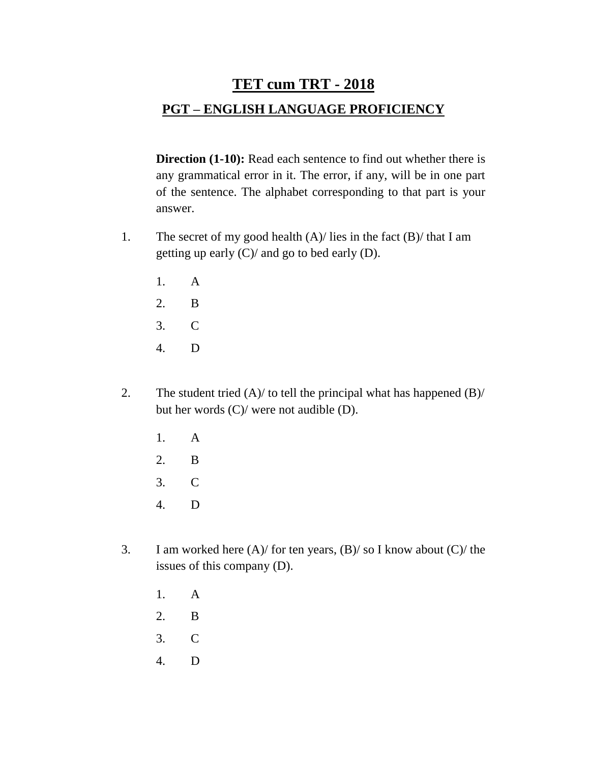# TET cum TRT - 2018

## PGT – ENGLISH LANGUAGE PROFICIENCY

**Direction (1-10):** Read each sentence to find out whether there is any grammatical error in it. The error, if any, will be in one part of the sentence. The alphabet corresponding to that part is your answer.

1. The secret of my good health (A)/ lies in the fact (B)/ that I am getting up early (C)/ and go to bed early (D).

    1. A
    2. B
    3. C
    4. D

2. The student tried (A)/ to tell the principal what has happened (B)/ but her words (C)/ were not audible (D).

    1. A
    2. B
    3. C
    4. D

3. I am worked here (A)/ for ten years, (B)/ so I know about (C)/ the issues of this company (D).

    1. A
    2. B
    3. C
    4. D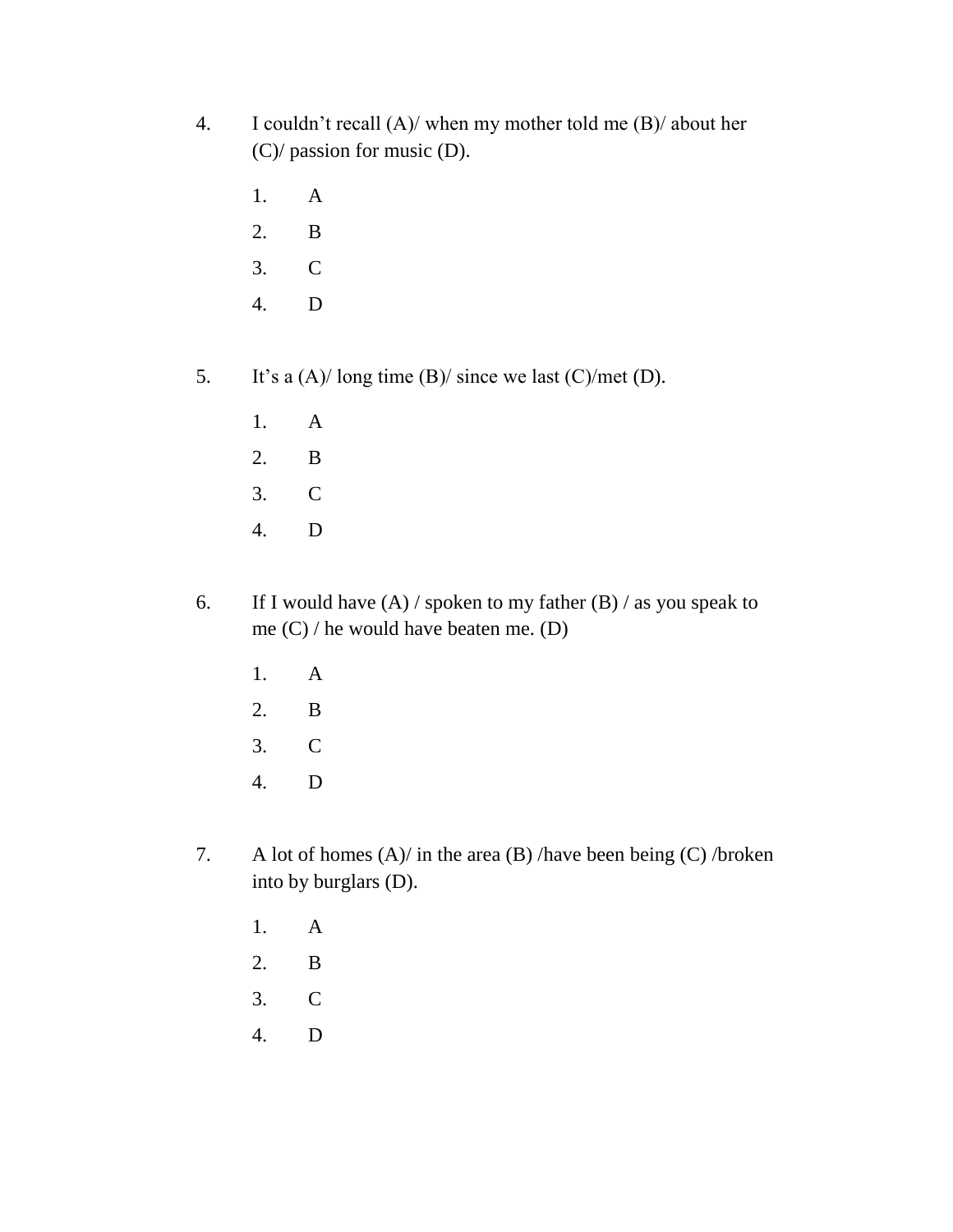4. I couldn't recall (A)/ when my mother told me (B)/ about her (C)/ passion for music (D).

    1. A
    2. B
    3. C
    4. D

5. It's a (A)/ long time (B)/ since we last (C)/met (D).

    1. A
    2. B
    3. C
    4. D

6. If I would have (A) / spoken to my father (B) / as you speak to me (C) / he would have beaten me. (D)

    1. A
    2. B
    3. C
    4. D

7. A lot of homes (A)/ in the area (B) /have been being (C) /broken into by burglars (D).

    1. A
    2. B
    3. C
    4. D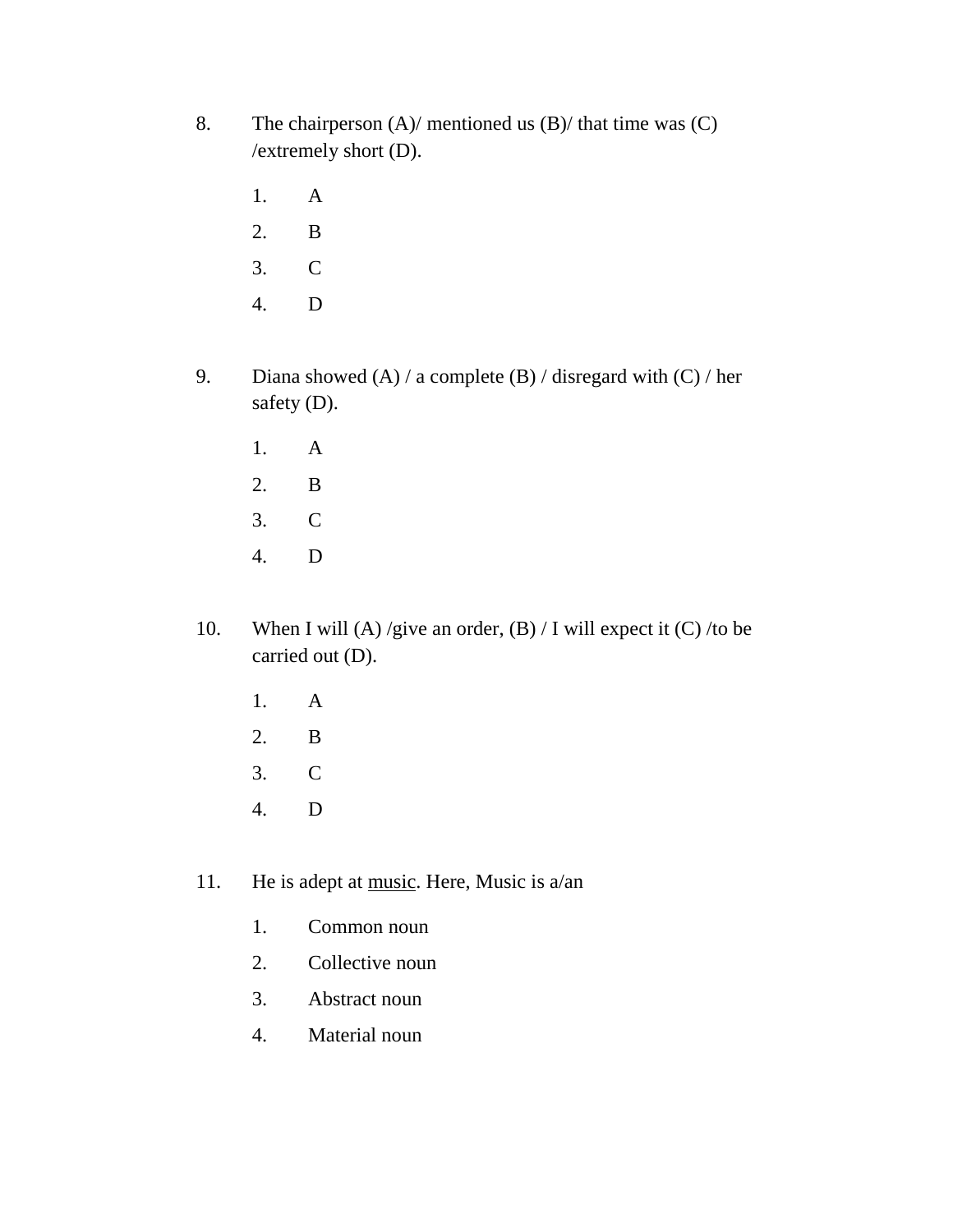8. The chairperson (A)/ mentioned us (B)/ that time was (C) /extremely short (D).

   1. A
   2. B
   3. C
   4. D

9. Diana showed (A) / a complete (B) / disregard with (C) / her safety (D).

   1. A
   2. B
   3. C
   4. D

10. When I will (A) /give an order, (B) / I will expect it (C) /to be carried out (D).

    1. A
    2. B
    3. C
    4. D

11. He is adept at <u>music</u>. Here, Music is a/an

    1. Common noun
    2. Collective noun
    3. Abstract noun
    4. Material noun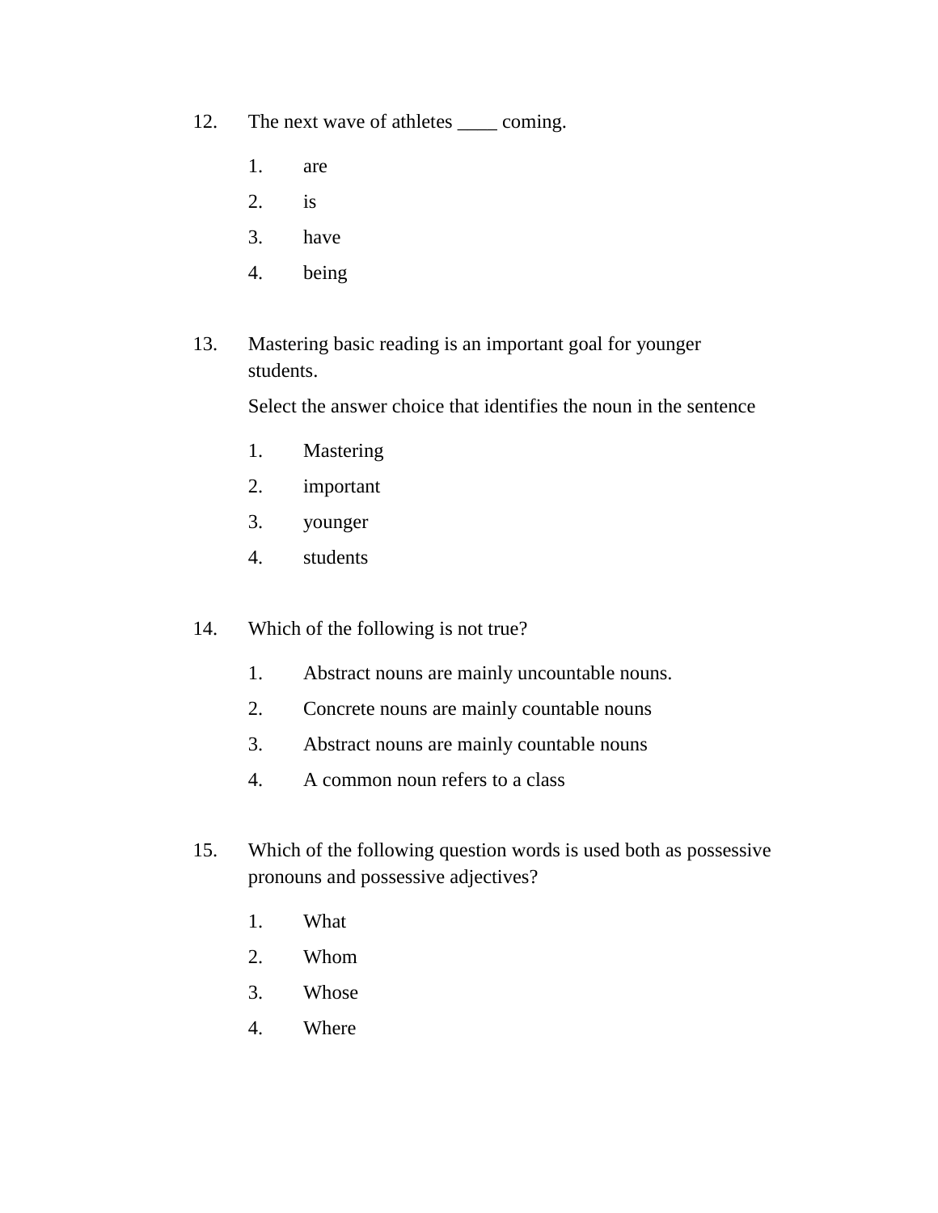12. The next wave of athletes ____ coming.

    1. are
    2. is
    3. have
    4. being

13. Mastering basic reading is an important goal for younger students.

    Select the answer choice that identifies the noun in the sentence

    1. Mastering
    2. important
    3. younger
    4. students

14. Which of the following is not true?

    1. Abstract nouns are mainly uncountable nouns.
    2. Concrete nouns are mainly countable nouns
    3. Abstract nouns are mainly countable nouns
    4. A common noun refers to a class

15. Which of the following question words is used both as possessive pronouns and possessive adjectives?

    1. What
    2. Whom
    3. Whose
    4. Where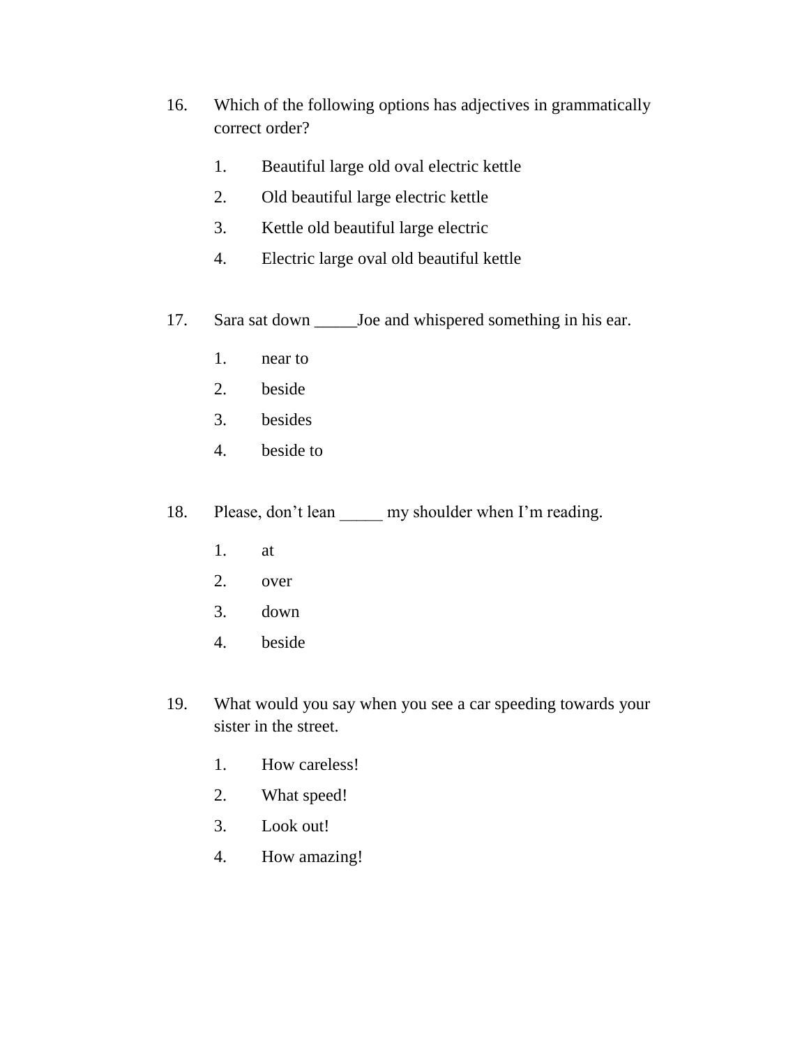16. Which of the following options has adjectives in grammatically correct order?

    1. Beautiful large old oval electric kettle
    2. Old beautiful large electric kettle
    3. Kettle old beautiful large electric
    4. Electric large oval old beautiful kettle

17. Sara sat down _____Joe and whispered something in his ear.

    1. near to
    2. beside
    3. besides
    4. beside to

18. Please, don't lean _____ my shoulder when I'm reading.

    1. at
    2. over
    3. down
    4. beside

19. What would you say when you see a car speeding towards your sister in the street.

    1. How careless!
    2. What speed!
    3. Look out!
    4. How amazing!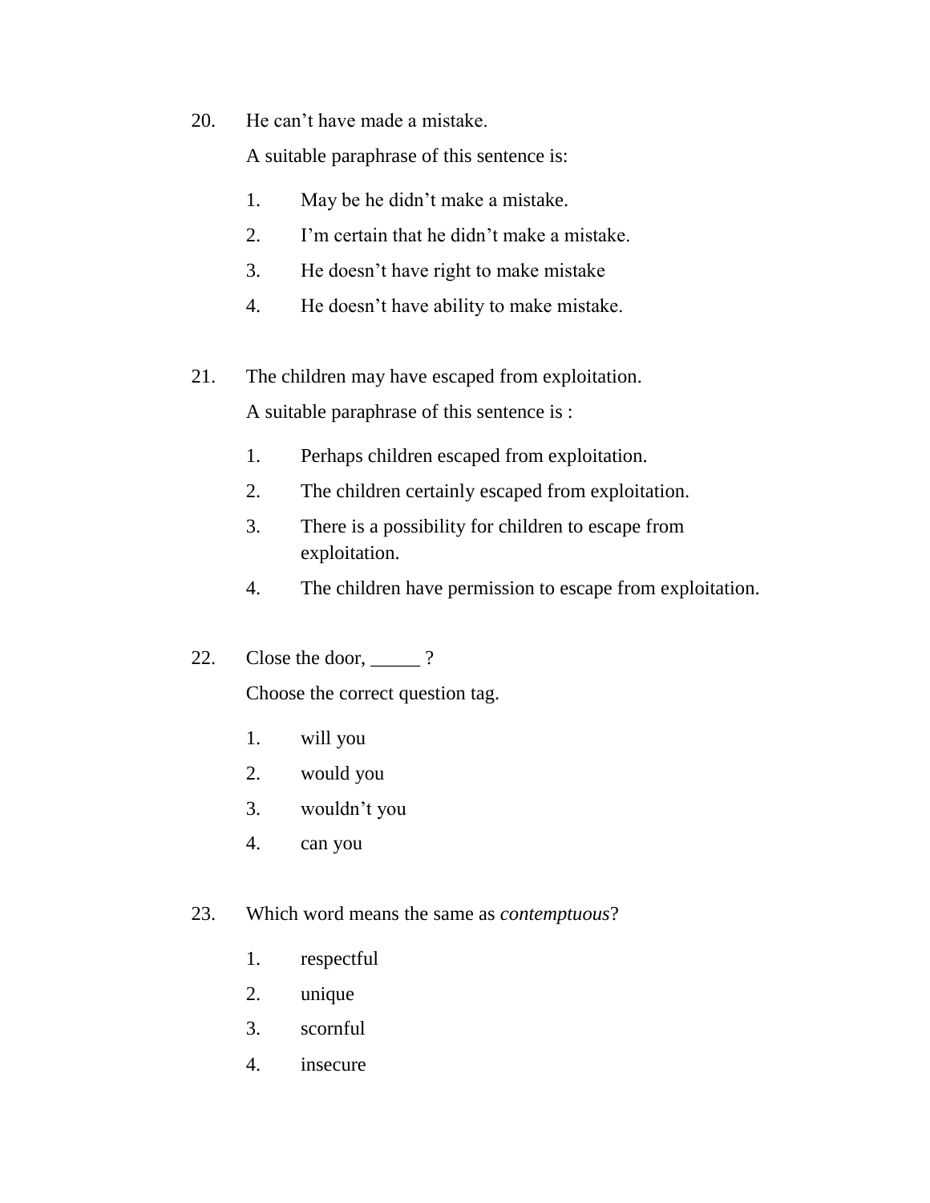20. He can't have made a mistake.

    A suitable paraphrase of this sentence is:

    1. May be he didn't make a mistake.
    2. I'm certain that he didn't make a mistake.
    3. He doesn't have right to make mistake
    4. He doesn't have ability to make mistake.

21. The children may have escaped from exploitation.

    A suitable paraphrase of this sentence is :

    1. Perhaps children escaped from exploitation.
    2. The children certainly escaped from exploitation.
    3. There is a possibility for children to escape from exploitation.
    4. The children have permission to escape from exploitation.

22. Close the door, _____ ?

    Choose the correct question tag.

    1. will you
    2. would you
    3. wouldn't you
    4. can you

23. Which word means the same as *contemptuous*?

    1. respectful
    2. unique
    3. scornful
    4. insecure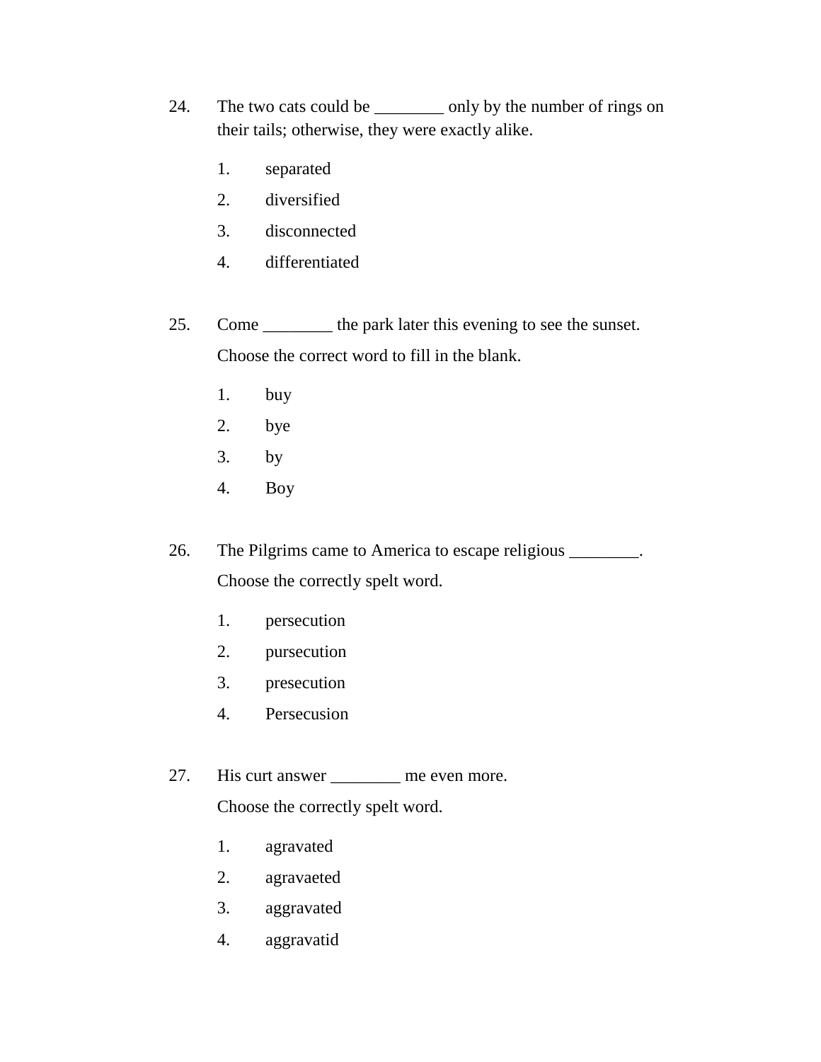24. The two cats could be ________ only by the number of rings on their tails; otherwise, they were exactly alike.

    1. separated
    2. diversified
    3. disconnected
    4. differentiated

25. Come ________ the park later this evening to see the sunset.

    Choose the correct word to fill in the blank.

    1. buy
    2. bye
    3. by
    4. Boy

26. The Pilgrims came to America to escape religious ________.

    Choose the correctly spelt word.

    1. persecution
    2. pursecution
    3. presecution
    4. Persecusion

27. His curt answer ________ me even more.

    Choose the correctly spelt word.

    1. agravated
    2. agravaeted
    3. aggravated
    4. aggravatid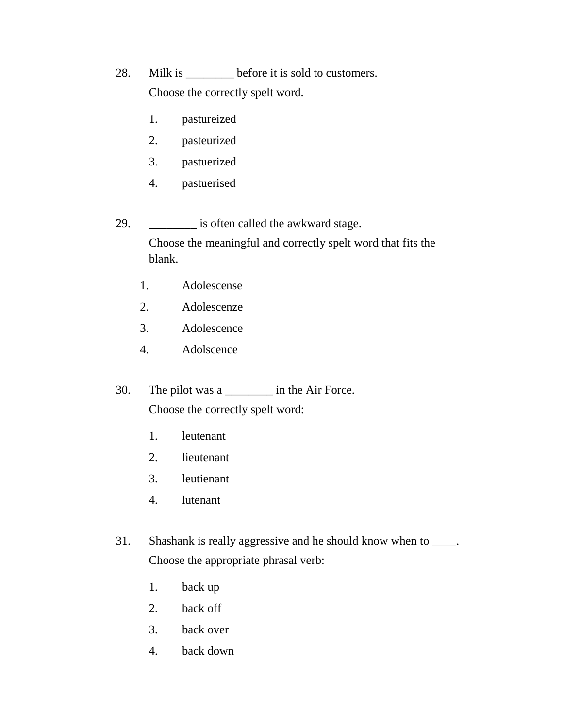28. Milk is ________ before it is sold to customers.

    Choose the correctly spelt word.

    1. pastureized
    2. pasteurized
    3. pastuerized
    4. pastuerised

29. ________ is often called the awkward stage.

    Choose the meaningful and correctly spelt word that fits the blank.

    1. Adolescense
    2. Adolescenze
    3. Adolescence
    4. Adolscence

30. The pilot was a ________ in the Air Force.

    Choose the correctly spelt word:

    1. leutenant
    2. lieutenant
    3. leutienant
    4. lutenant

31. Shashank is really aggressive and he should know when to ____.

    Choose the appropriate phrasal verb:

    1. back up
    2. back off
    3. back over
    4. back down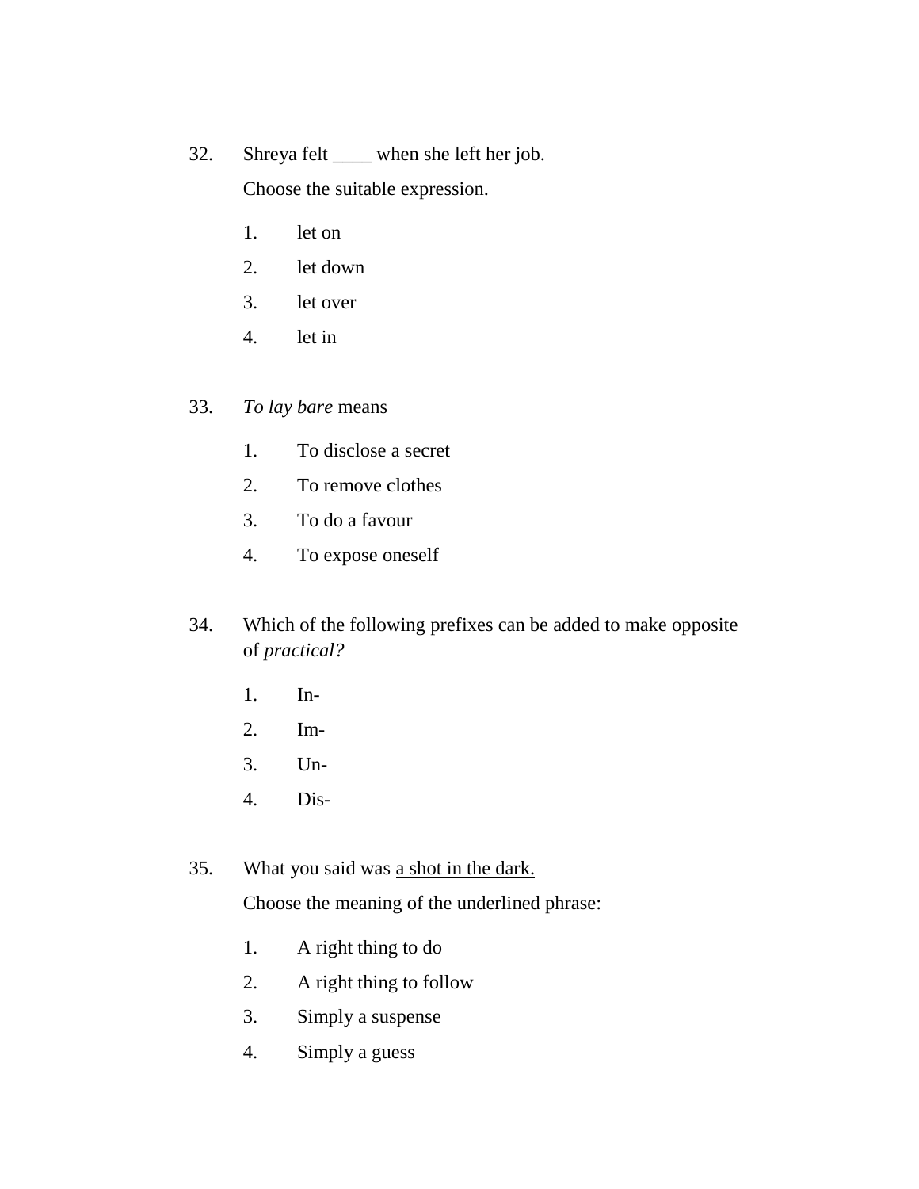32. Shreya felt ____ when she left her job.

    Choose the suitable expression.

    1. let on
    2. let down
    3. let over
    4. let in

33. *To lay bare* means

    1. To disclose a secret
    2. To remove clothes
    3. To do a favour
    4. To expose oneself

34. Which of the following prefixes can be added to make opposite of *practical?*

    1. In-
    2. Im-
    3. Un-
    4. Dis-

35. What you said was <u>a shot in the dark.</u>

    Choose the meaning of the underlined phrase:

    1. A right thing to do
    2. A right thing to follow
    3. Simply a suspense
    4. Simply a guess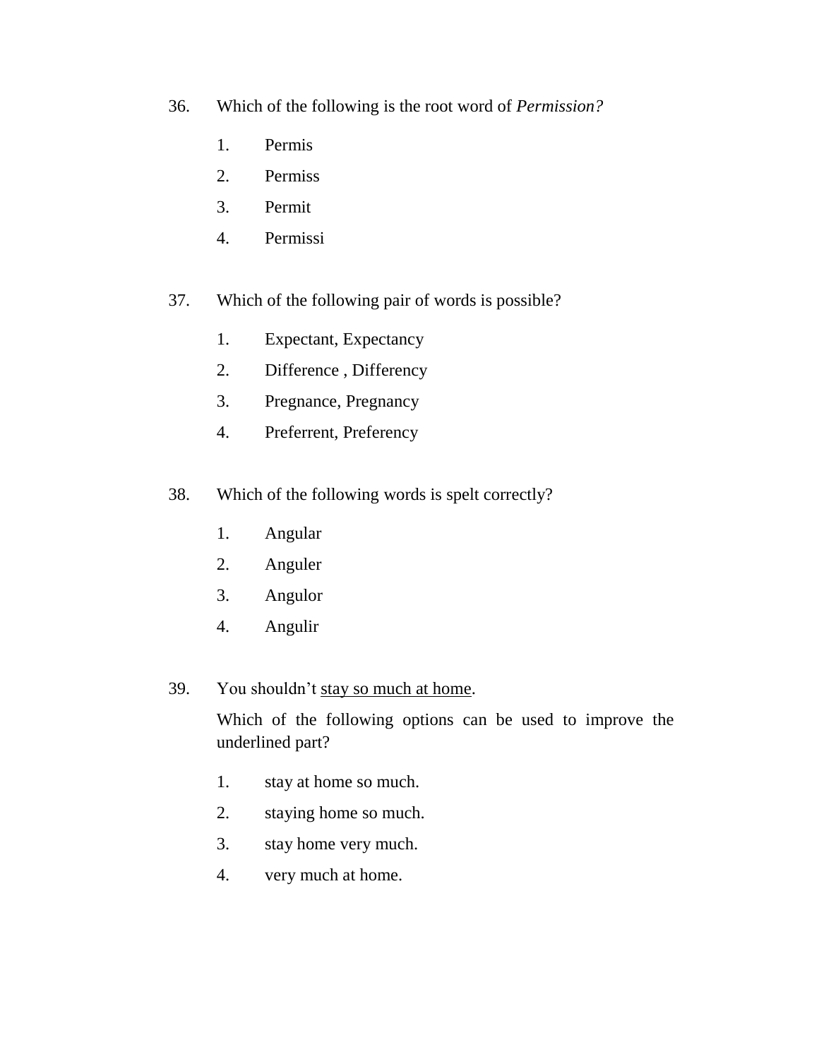36. Which of the following is the root word of *Permission?*

    1. Permis
    2. Permiss
    3. Permit
    4. Permissi

37. Which of the following pair of words is possible?

    1. Expectant, Expectancy
    2. Difference , Differency
    3. Pregnance, Pregnancy
    4. Preferrent, Preferency

38. Which of the following words is spelt correctly?

    1. Angular
    2. Anguler
    3. Angulor
    4. Angulir

39. You shouldn't <u>stay so much at home</u>.

    Which of the following options can be used to improve the underlined part?

    1. stay at home so much.
    2. staying home so much.
    3. stay home very much.
    4. very much at home.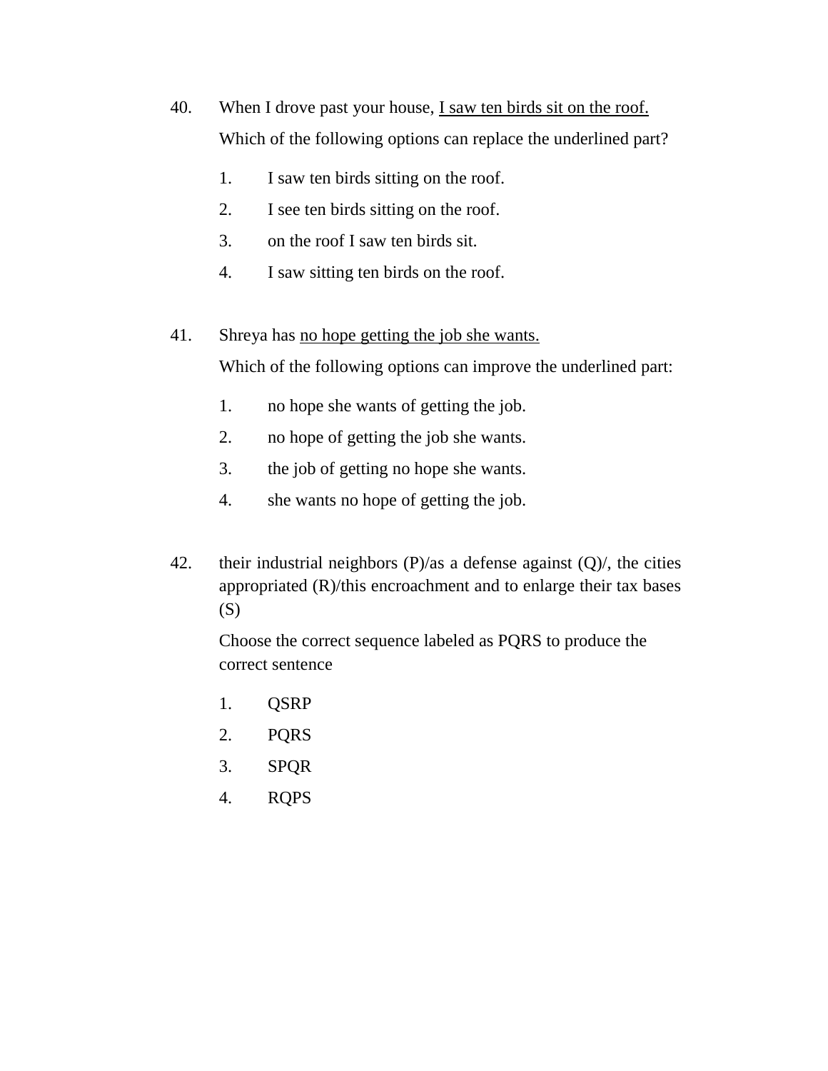40. When I drove past your house, <u>I saw ten birds sit on the roof.</u>

    Which of the following options can replace the underlined part?

    1. I saw ten birds sitting on the roof.
    2. I see ten birds sitting on the roof.
    3. on the roof I saw ten birds sit.
    4. I saw sitting ten birds on the roof.

41. Shreya has <u>no hope getting the job she wants.</u>

    Which of the following options can improve the underlined part:

    1. no hope she wants of getting the job.
    2. no hope of getting the job she wants.
    3. the job of getting no hope she wants.
    4. she wants no hope of getting the job.

42. their industrial neighbors (P)/as a defense against (Q)/, the cities appropriated (R)/this encroachment and to enlarge their tax bases (S)

    Choose the correct sequence labeled as PQRS to produce the correct sentence

    1. QSRP
    2. PQRS
    3. SPQR
    4. RQPS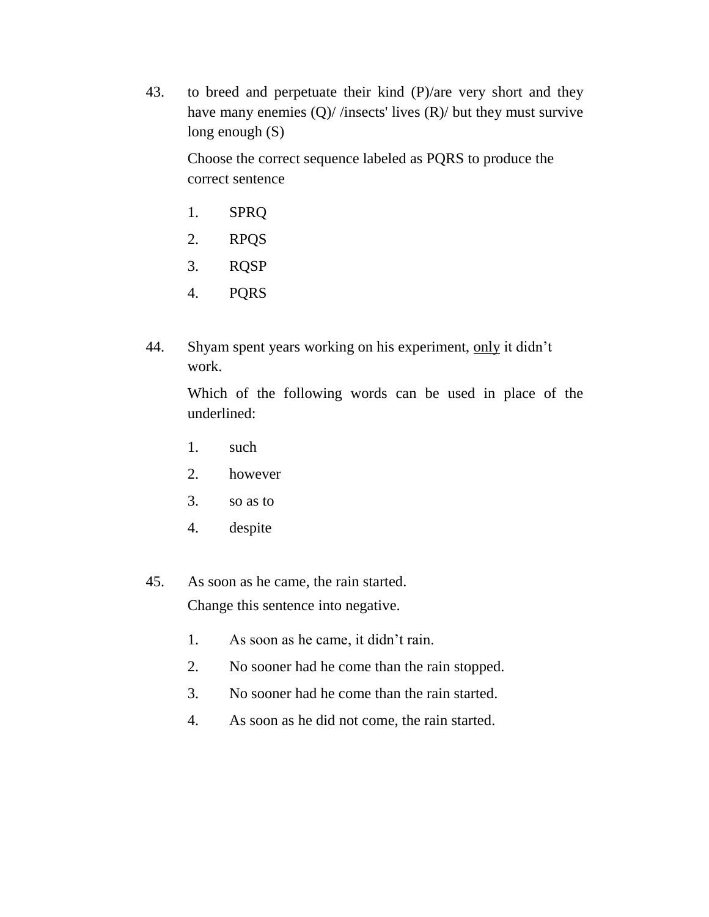43. to breed and perpetuate their kind (P)/are very short and they have many enemies (Q)/ /insects' lives (R)/ but they must survive long enough (S)

    Choose the correct sequence labeled as PQRS to produce the correct sentence

    1. SPRQ
    2. RPQS
    3. RQSP
    4. PQRS

44. Shyam spent years working on his experiment, <u>only</u> it didn't work.

    Which of the following words can be used in place of the underlined:

    1. such
    2. however
    3. so as to
    4. despite

45. As soon as he came, the rain started.

    Change this sentence into negative.

    1. As soon as he came, it didn't rain.
    2. No sooner had he come than the rain stopped.
    3. No sooner had he come than the rain started.
    4. As soon as he did not come, the rain started.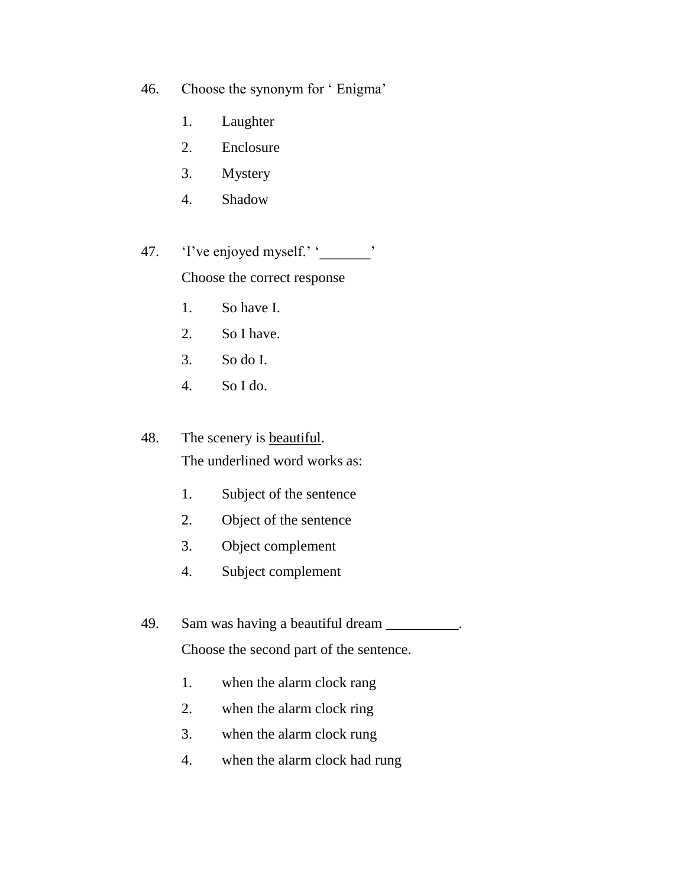46. Choose the synonym for ‘ Enigma’

    1. Laughter
    2. Enclosure
    3. Mystery
    4. Shadow

47. ‘I’ve enjoyed myself.’ ‘_______’

    Choose the correct response

    1. So have I.
    2. So I have.
    3. So do I.
    4. So I do.

48. The scenery is <u>beautiful</u>.

    The underlined word works as:

    1. Subject of the sentence
    2. Object of the sentence
    3. Object complement
    4. Subject complement

49. Sam was having a beautiful dream __________.

    Choose the second part of the sentence.

    1. when the alarm clock rang
    2. when the alarm clock ring
    3. when the alarm clock rung
    4. when the alarm clock had rung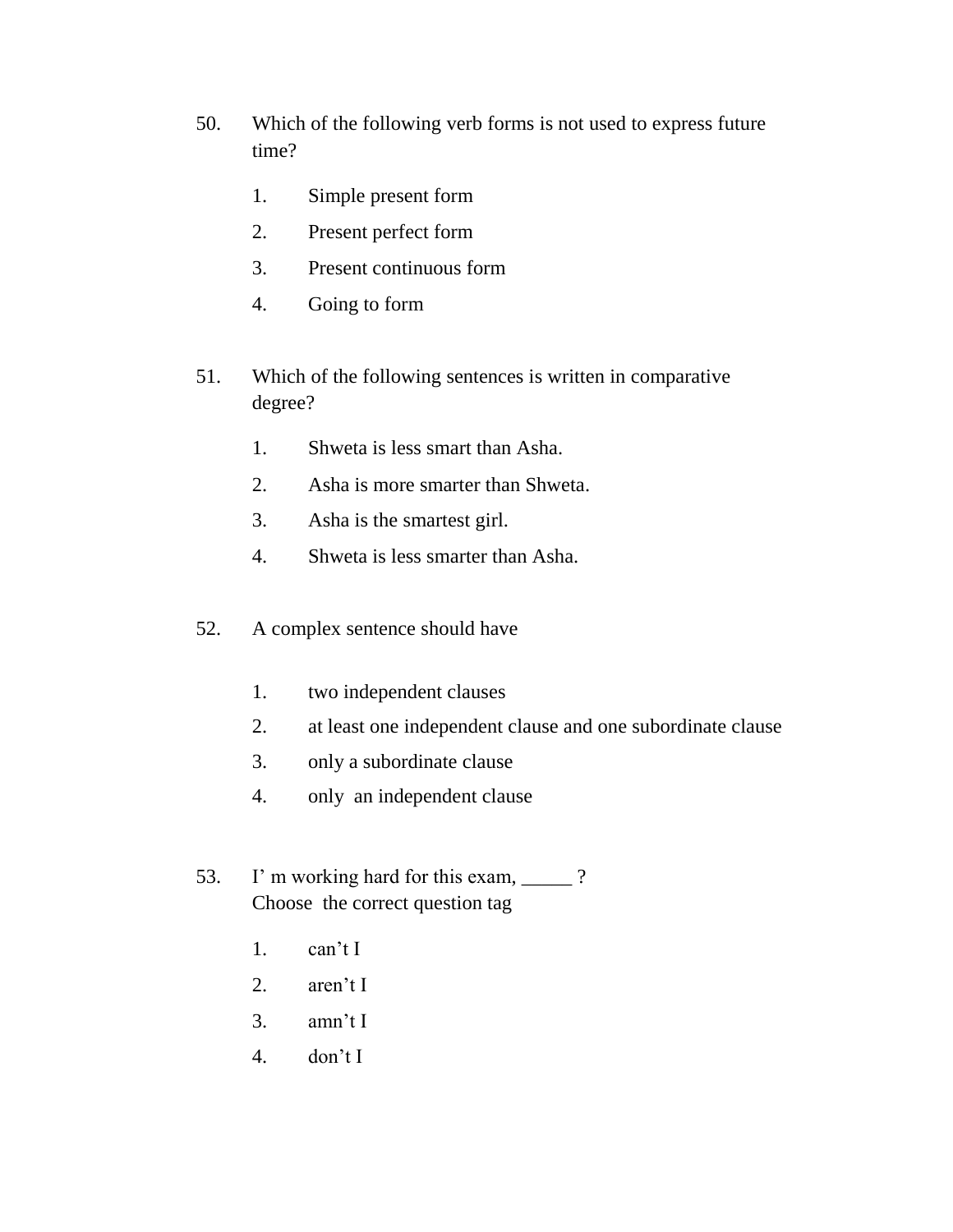50. Which of the following verb forms is not used to express future time?

    1. Simple present form
    2. Present perfect form
    3. Present continuous form
    4. Going to form

51. Which of the following sentences is written in comparative degree?

    1. Shweta is less smart than Asha.
    2. Asha is more smarter than Shweta.
    3. Asha is the smartest girl.
    4. Shweta is less smarter than Asha.

52. A complex sentence should have

    1. two independent clauses
    2. at least one independent clause and one subordinate clause
    3. only a subordinate clause
    4. only an independent clause

53. I' m working hard for this exam, _____ ?
    Choose the correct question tag

    1. can't I
    2. aren't I
    3. amn't I
    4. don't I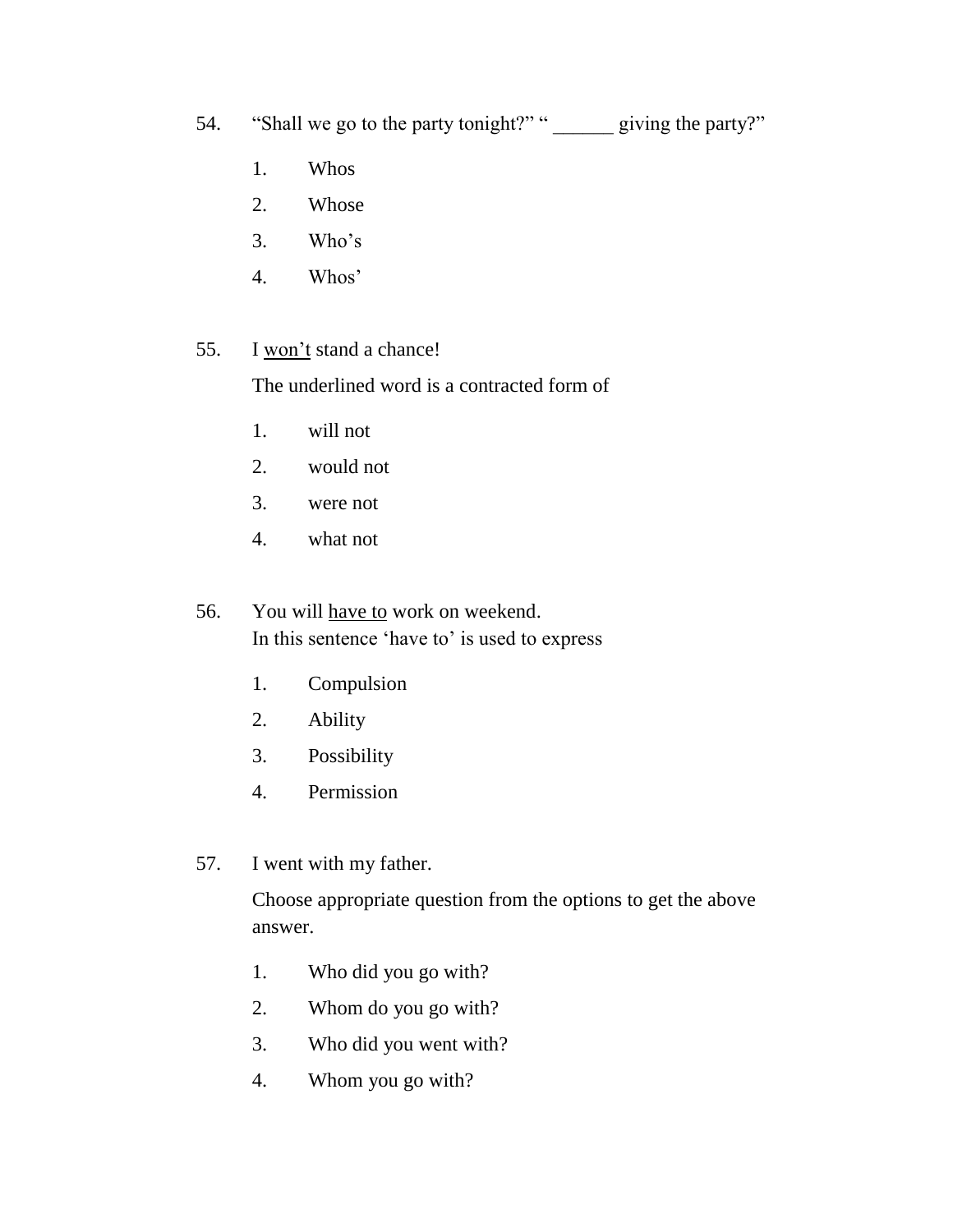54. "Shall we go to the party tonight?" " ______ giving the party?"

    1. Whos
    2. Whose
    3. Who's
    4. Whos'

55. I <u>won't</u> stand a chance!

    The underlined word is a contracted form of

    1. will not
    2. would not
    3. were not
    4. what not

56. You will <u>have to</u> work on weekend.
    In this sentence 'have to' is used to express

    1. Compulsion
    2. Ability
    3. Possibility
    4. Permission

57. I went with my father.

    Choose appropriate question from the options to get the above answer.

    1. Who did you go with?
    2. Whom do you go with?
    3. Who did you went with?
    4. Whom you go with?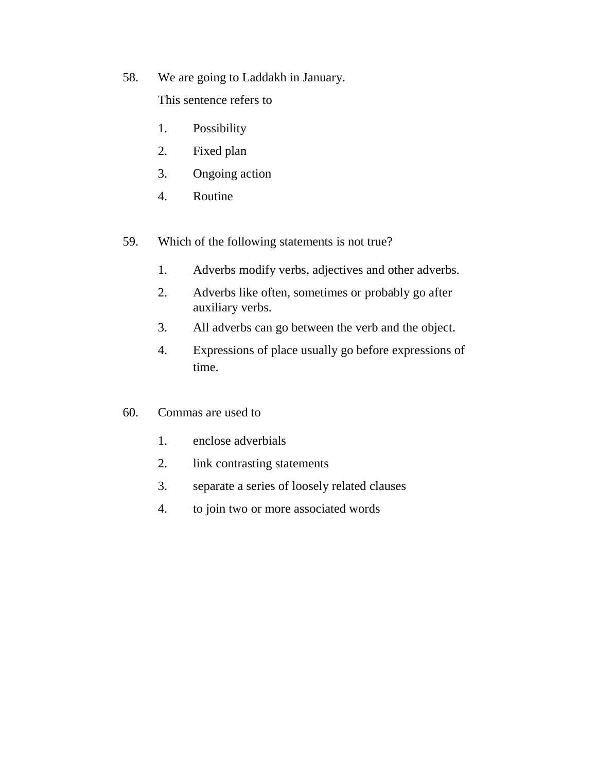58. We are going to Laddakh in January.

    This sentence refers to

    1. Possibility
    2. Fixed plan
    3. Ongoing action
    4. Routine

59. Which of the following statements is not true?

    1. Adverbs modify verbs, adjectives and other adverbs.
    2. Adverbs like often, sometimes or probably go after auxiliary verbs.
    3. All adverbs can go between the verb and the object.
    4. Expressions of place usually go before expressions of time.

60. Commas are used to

    1. enclose adverbials
    2. link contrasting statements
    3. separate a series of loosely related clauses
    4. to join two or more associated words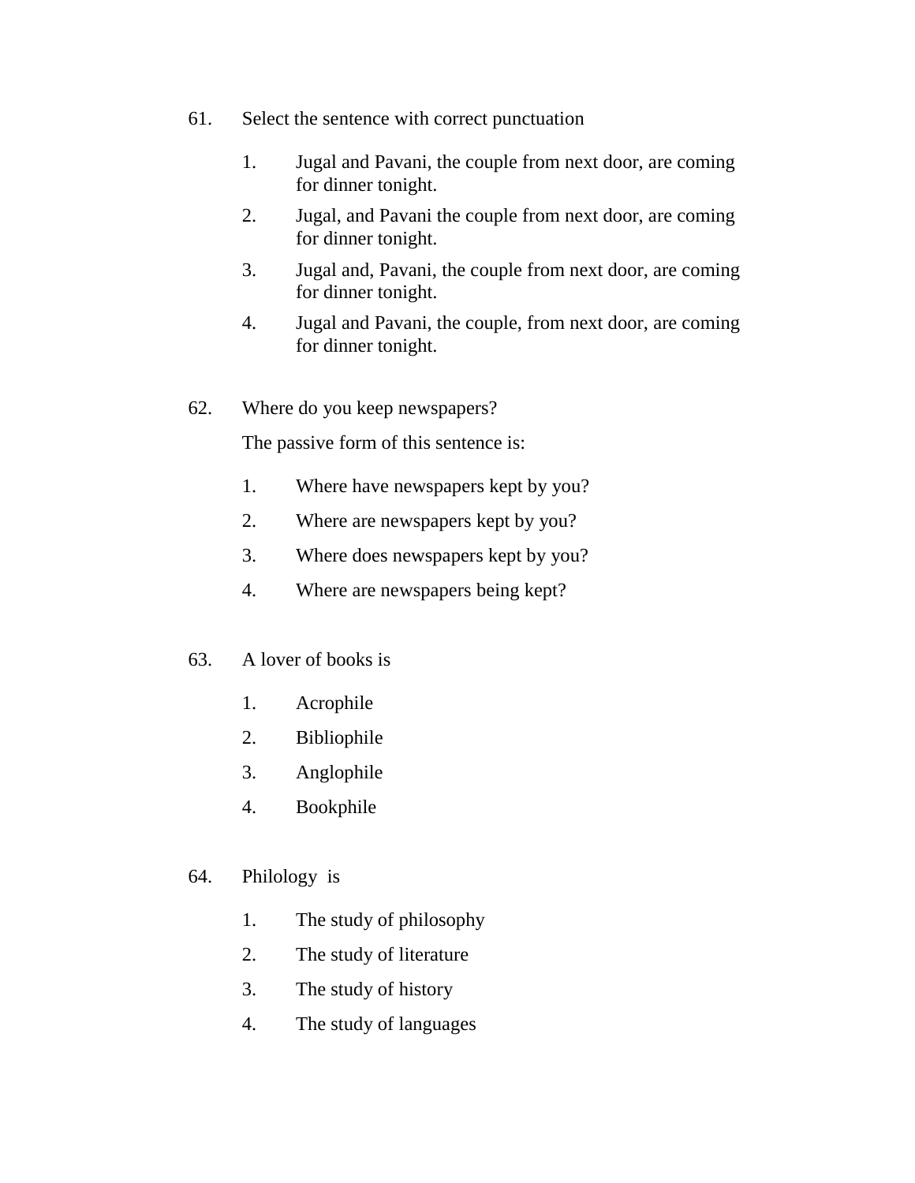61. Select the sentence with correct punctuation

1. Jugal and Pavani, the couple from next door, are coming for dinner tonight.
2. Jugal, and Pavani the couple from next door, are coming for dinner tonight.
3. Jugal and, Pavani, the couple from next door, are coming for dinner tonight.
4. Jugal and Pavani, the couple, from next door, are coming for dinner tonight.

62. Where do you keep newspapers?

The passive form of this sentence is:

1. Where have newspapers kept by you?
2. Where are newspapers kept by you?
3. Where does newspapers kept by you?
4. Where are newspapers being kept?

63. A lover of books is

1. Acrophile
2. Bibliophile
3. Anglophile
4. Bookphile

64. Philology is

1. The study of philosophy
2. The study of literature
3. The study of history
4. The study of languages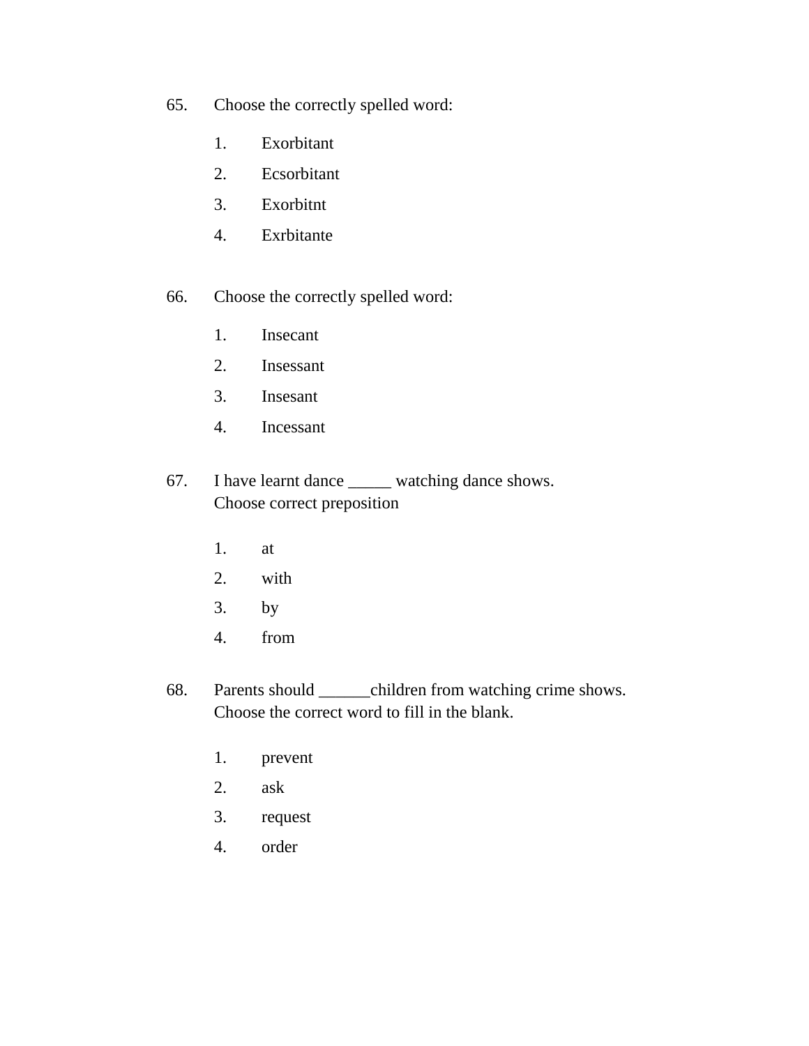65. Choose the correctly spelled word:

    1. Exorbitant
    2. Ecsorbitant
    3. Exorbitnt
    4. Exrbitante

66. Choose the correctly spelled word:

    1. Insecant
    2. Insessant
    3. Insesant
    4. Incessant

67. I have learnt dance _____ watching dance shows.
    Choose correct preposition

    1. at
    2. with
    3. by
    4. from

68. Parents should ______children from watching crime shows.
    Choose the correct word to fill in the blank.

    1. prevent
    2. ask
    3. request
    4. order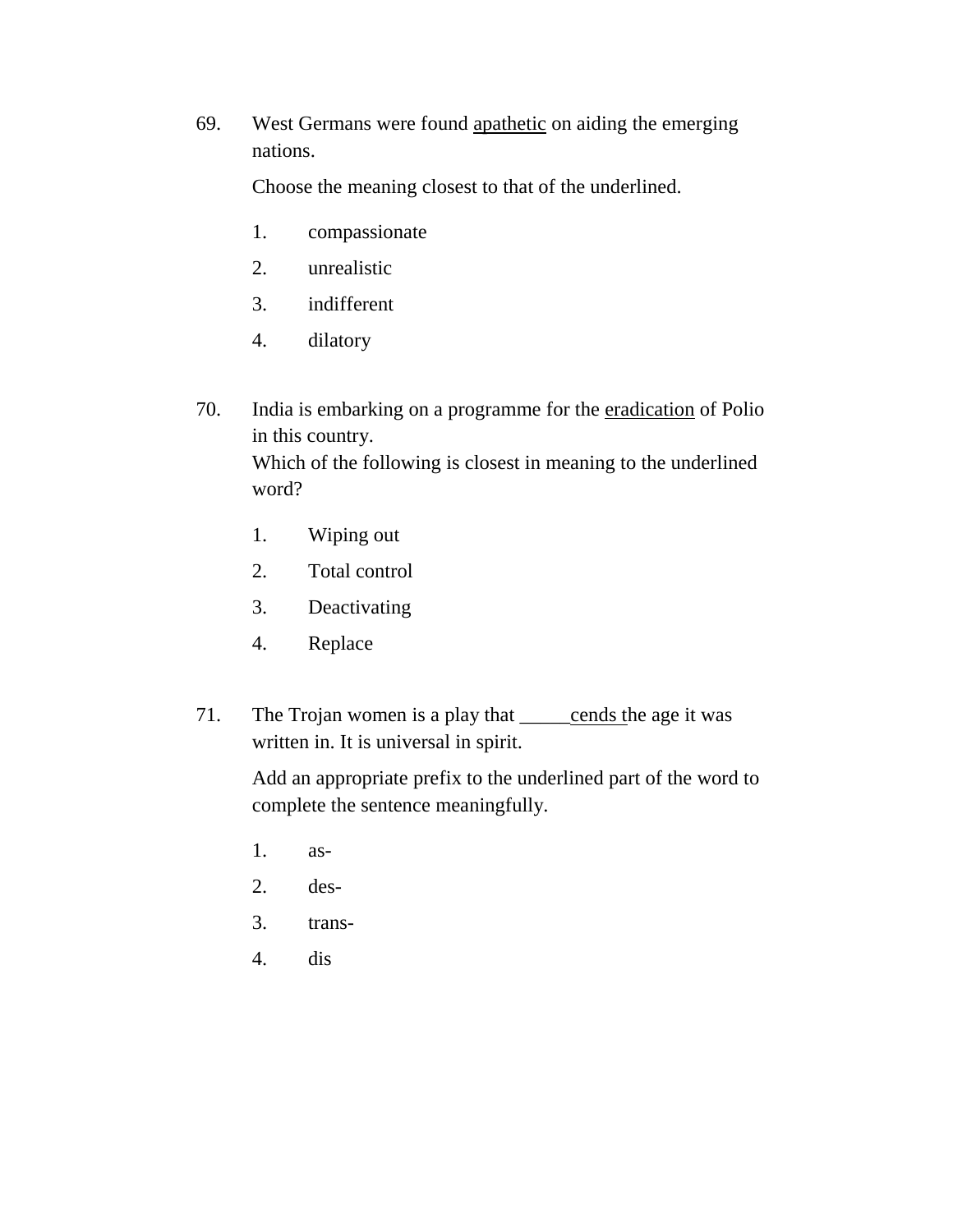69. West Germans were found <u>apathetic</u> on aiding the emerging nations.

    Choose the meaning closest to that of the underlined.

    1. compassionate
    2. unrealistic
    3. indifferent
    4. dilatory

70. India is embarking on a programme for the <u>eradication</u> of Polio in this country.
    Which of the following is closest in meaning to the underlined word?

    1. Wiping out
    2. Total control
    3. Deactivating
    4. Replace

71. The Trojan women is a play that _____<u>cends</u> the age it was written in. It is universal in spirit.

    Add an appropriate prefix to the underlined part of the word to complete the sentence meaningfully.

    1. as-
    2. des-
    3. trans-
    4. dis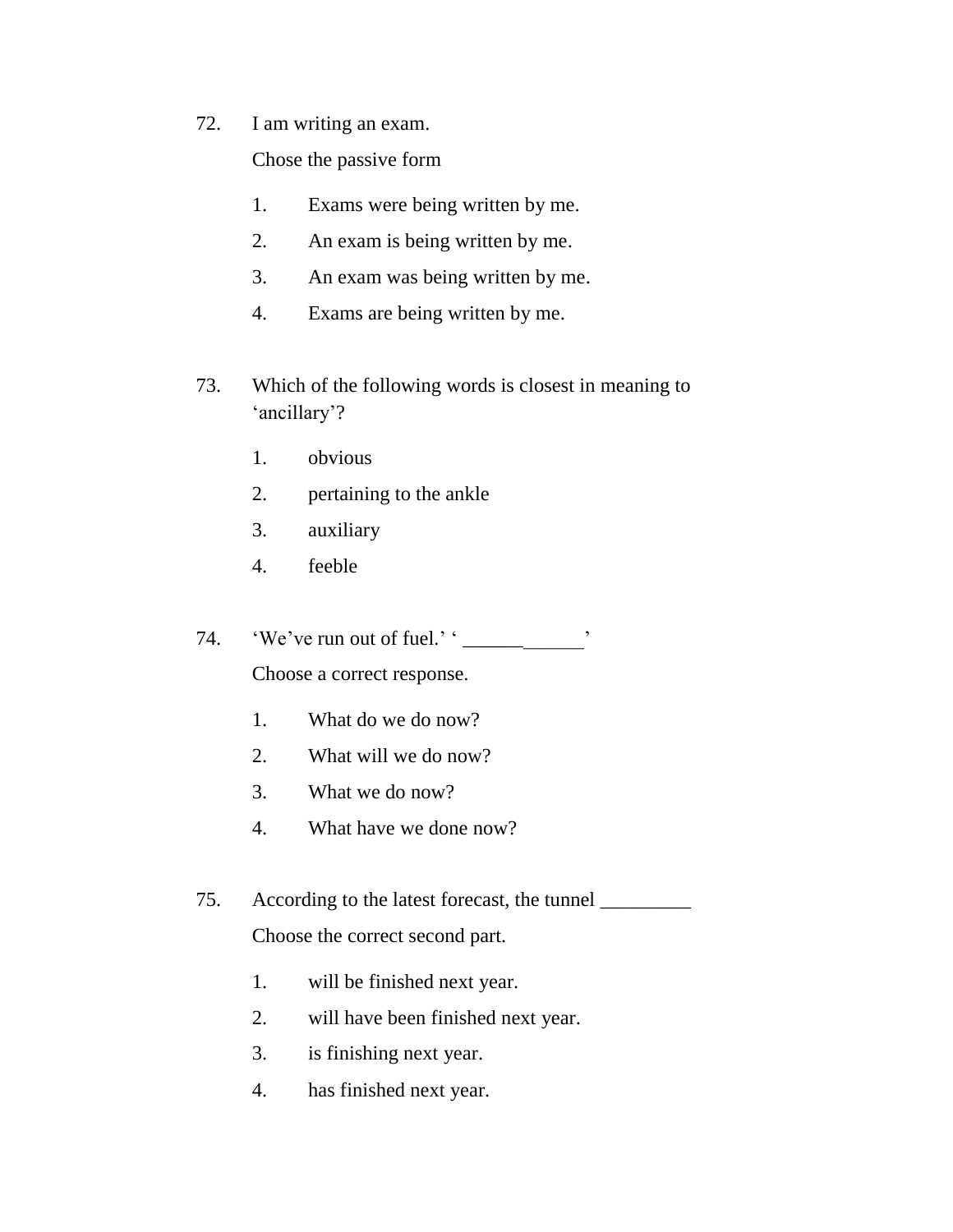72. I am writing an exam.

    Chose the passive form

    1. Exams were being written by me.
    2. An exam is being written by me.
    3. An exam was being written by me.
    4. Exams are being written by me.

73. Which of the following words is closest in meaning to 'ancillary'?

    1. obvious
    2. pertaining to the ankle
    3. auxiliary
    4. feeble

74. 'We've run out of fuel.' ' ____________'

    Choose a correct response.

    1. What do we do now?
    2. What will we do now?
    3. What we do now?
    4. What have we done now?

75. According to the latest forecast, the tunnel _________

    Choose the correct second part.

    1. will be finished next year.
    2. will have been finished next year.
    3. is finishing next year.
    4. has finished next year.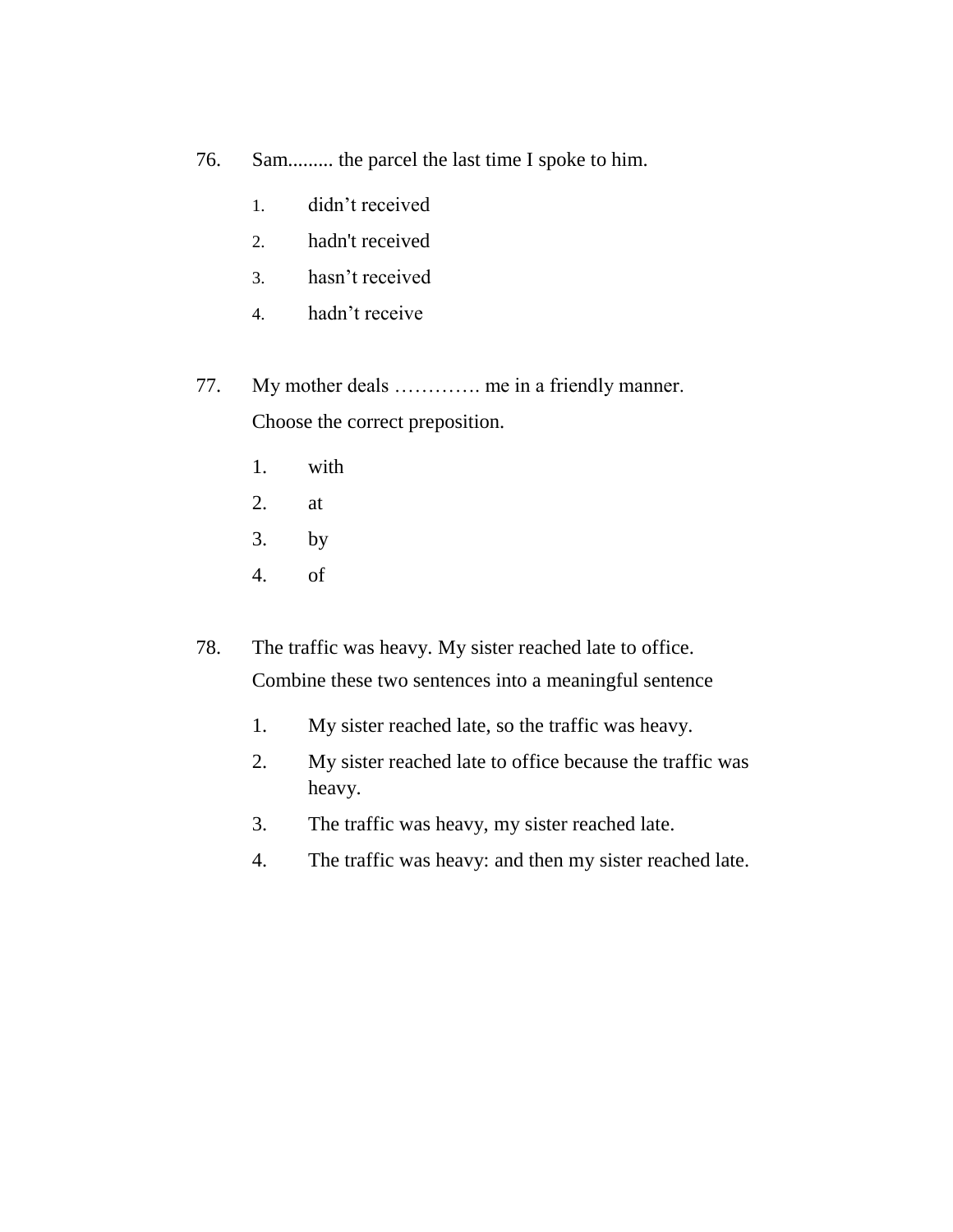76. Sam......... the parcel the last time I spoke to him.

1. didn’t received
2. hadn't received
3. hasn’t received
4. hadn’t receive

77. My mother deals …………. me in a friendly manner.
Choose the correct preposition.

1. with
2. at
3. by
4. of

78. The traffic was heavy. My sister reached late to office.
Combine these two sentences into a meaningful sentence

1. My sister reached late, so the traffic was heavy.
2. My sister reached late to office because the traffic was heavy.
3. The traffic was heavy, my sister reached late.
4. The traffic was heavy: and then my sister reached late.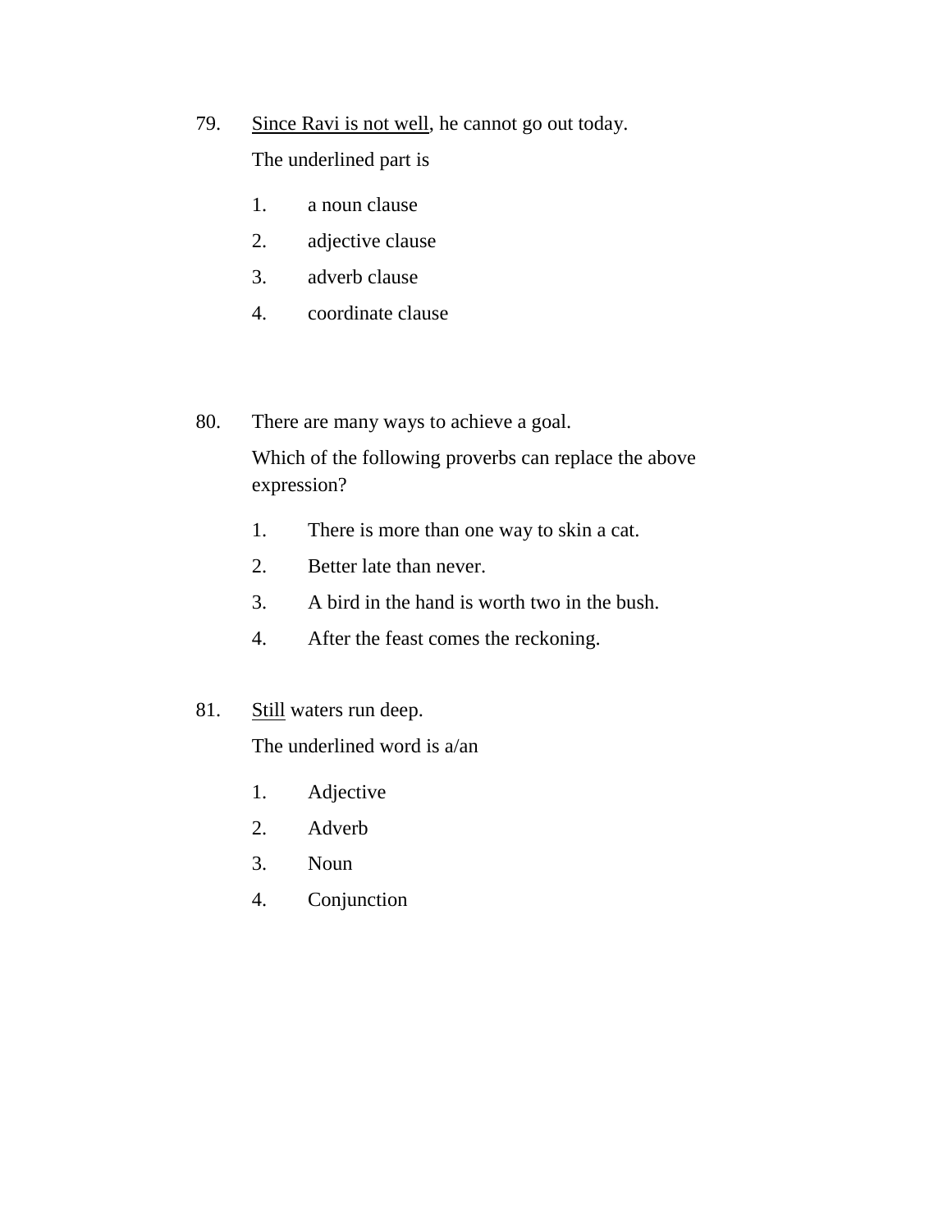79. <u>Since Ravi is not well</u>, he cannot go out today.

    The underlined part is

    1. a noun clause
    2. adjective clause
    3. adverb clause
    4. coordinate clause

80. There are many ways to achieve a goal.

    Which of the following proverbs can replace the above expression?

    1. There is more than one way to skin a cat.
    2. Better late than never.
    3. A bird in the hand is worth two in the bush.
    4. After the feast comes the reckoning.

81. <u>Still</u> waters run deep.

    The underlined word is a/an

    1. Adjective
    2. Adverb
    3. Noun
    4. Conjunction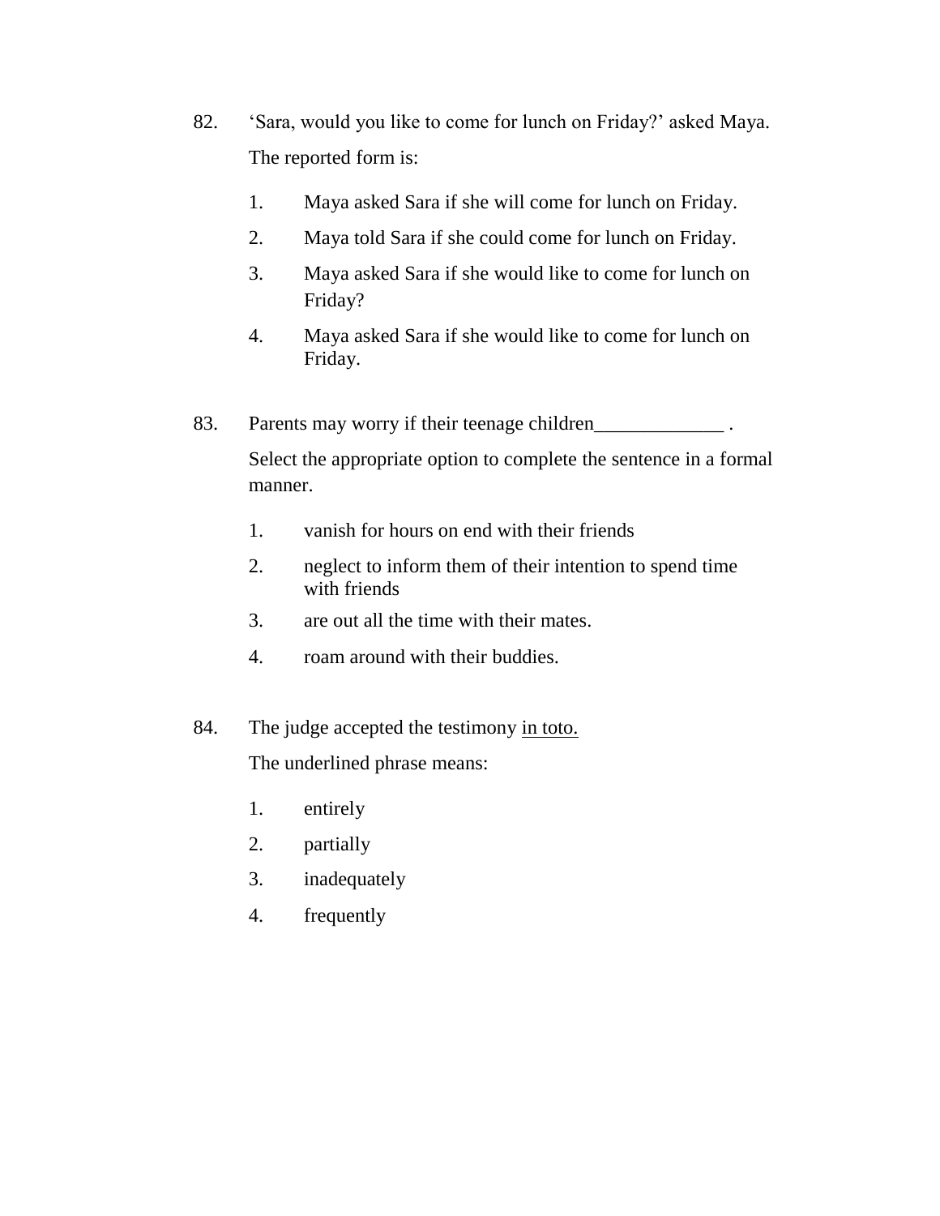82. 'Sara, would you like to come for lunch on Friday?' asked Maya.

    The reported form is:

    1. Maya asked Sara if she will come for lunch on Friday.
    2. Maya told Sara if she could come for lunch on Friday.
    3. Maya asked Sara if she would like to come for lunch on Friday?
    4. Maya asked Sara if she would like to come for lunch on Friday.

83. Parents may worry if their teenage children_____________ .

    Select the appropriate option to complete the sentence in a formal manner.

    1. vanish for hours on end with their friends
    2. neglect to inform them of their intention to spend time with friends
    3. are out all the time with their mates.
    4. roam around with their buddies.

84. The judge accepted the testimony <u>in toto.</u>

    The underlined phrase means:

    1. entirely
    2. partially
    3. inadequately
    4. frequently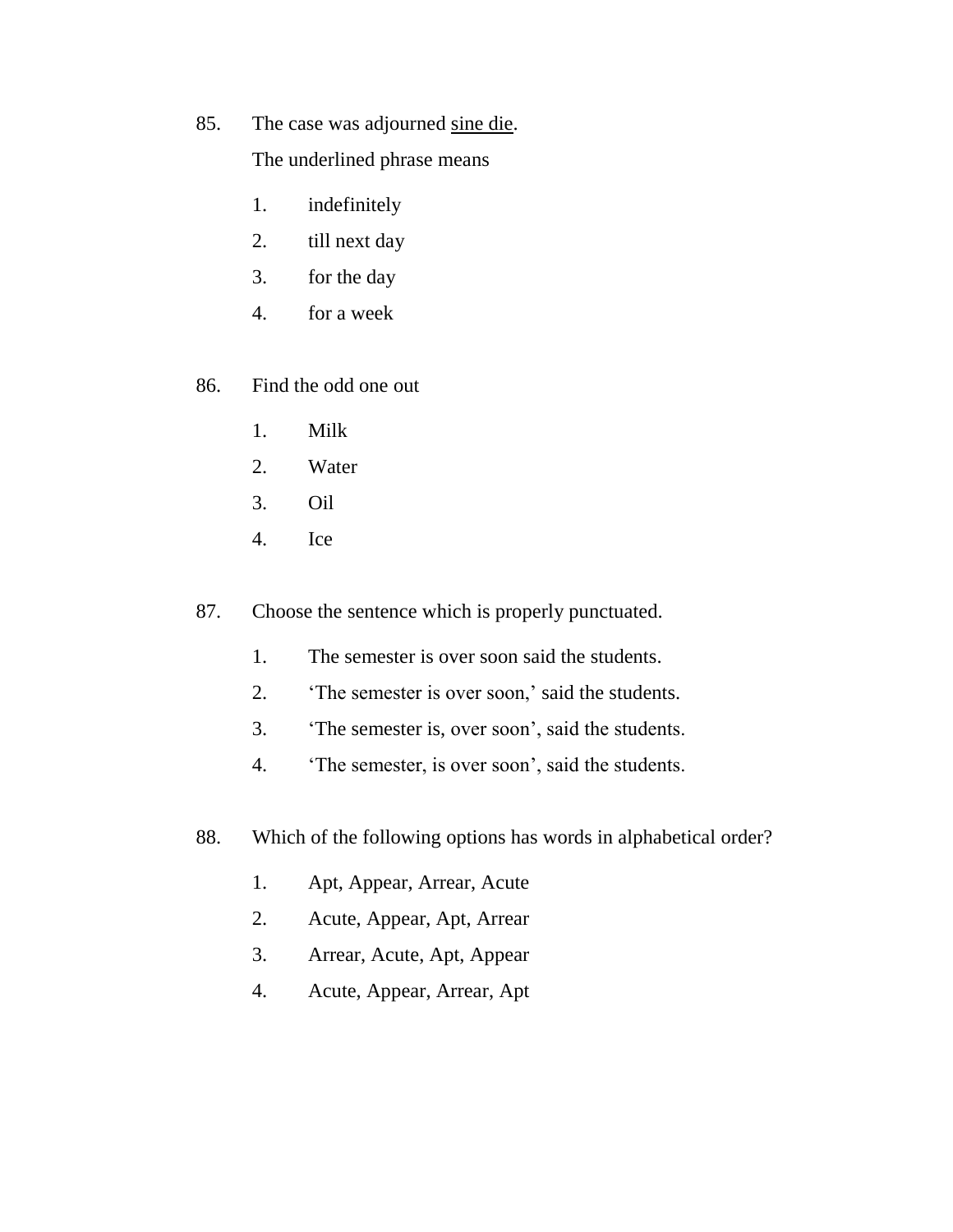85. The case was adjourned <u>sine die</u>.

    The underlined phrase means

    1. indefinitely
    2. till next day
    3. for the day
    4. for a week

86. Find the odd one out

    1. Milk
    2. Water
    3. Oil
    4. Ice

87. Choose the sentence which is properly punctuated.

    1. The semester is over soon said the students.
    2. ‘The semester is over soon,’ said the students.
    3. ‘The semester is, over soon’, said the students.
    4. ‘The semester, is over soon’, said the students.

88. Which of the following options has words in alphabetical order?

    1. Apt, Appear, Arrear, Acute
    2. Acute, Appear, Apt, Arrear
    3. Arrear, Acute, Apt, Appear
    4. Acute, Appear, Arrear, Apt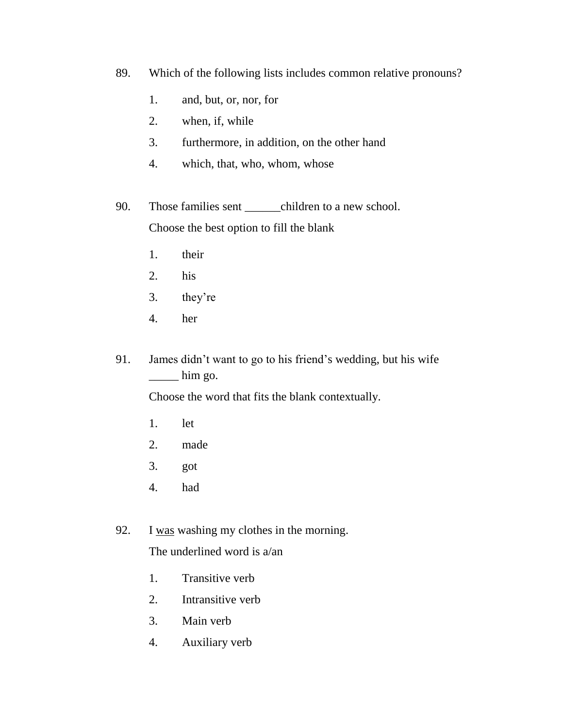89. Which of the following lists includes common relative pronouns?

    1. and, but, or, nor, for
    2. when, if, while
    3. furthermore, in addition, on the other hand
    4. which, that, who, whom, whose

90. Those families sent ______children to a new school.

    Choose the best option to fill the blank

    1. their
    2. his
    3. they're
    4. her

91. James didn't want to go to his friend's wedding, but his wife _____ him go.

    Choose the word that fits the blank contextually.

    1. let
    2. made
    3. got
    4. had

92. I <u>was</u> washing my clothes in the morning.

    The underlined word is a/an

    1. Transitive verb
    2. Intransitive verb
    3. Main verb
    4. Auxiliary verb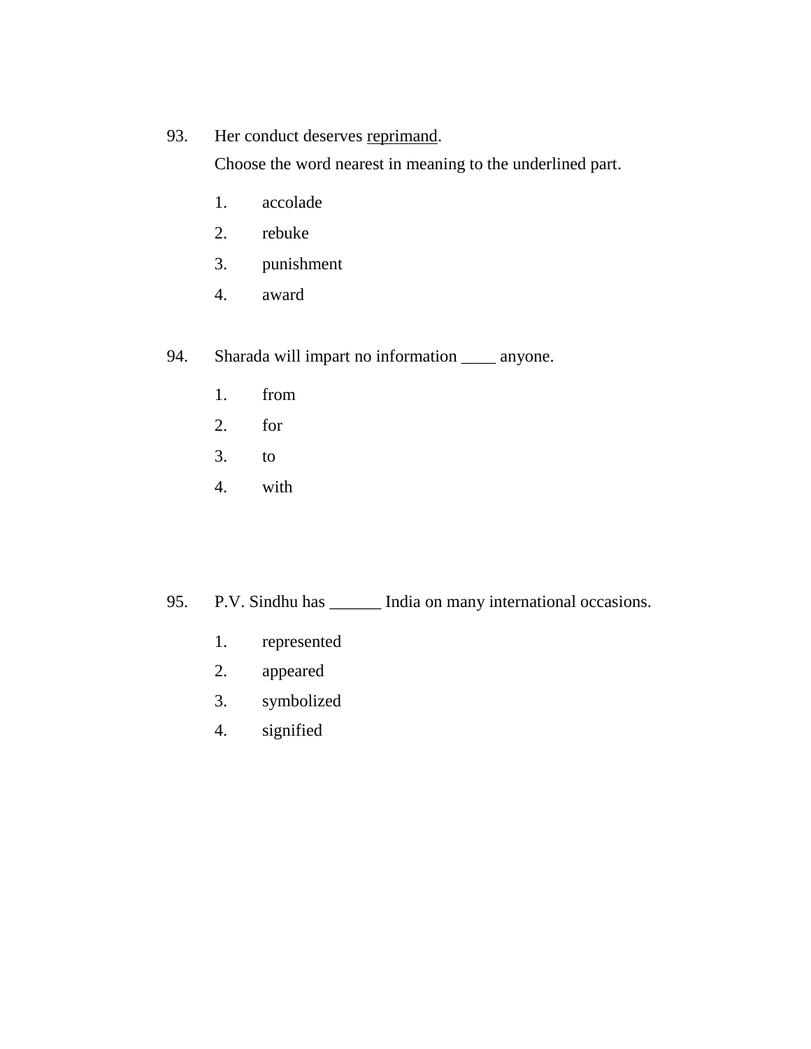93. Her conduct deserves <u>reprimand</u>.

Choose the word nearest in meaning to the underlined part.

1. accolade
2. rebuke
3. punishment
4. award

94. Sharada will impart no information ____ anyone.

1. from
2. for
3. to
4. with

95. P.V. Sindhu has ______ India on many international occasions.

1. represented
2. appeared
3. symbolized
4. signified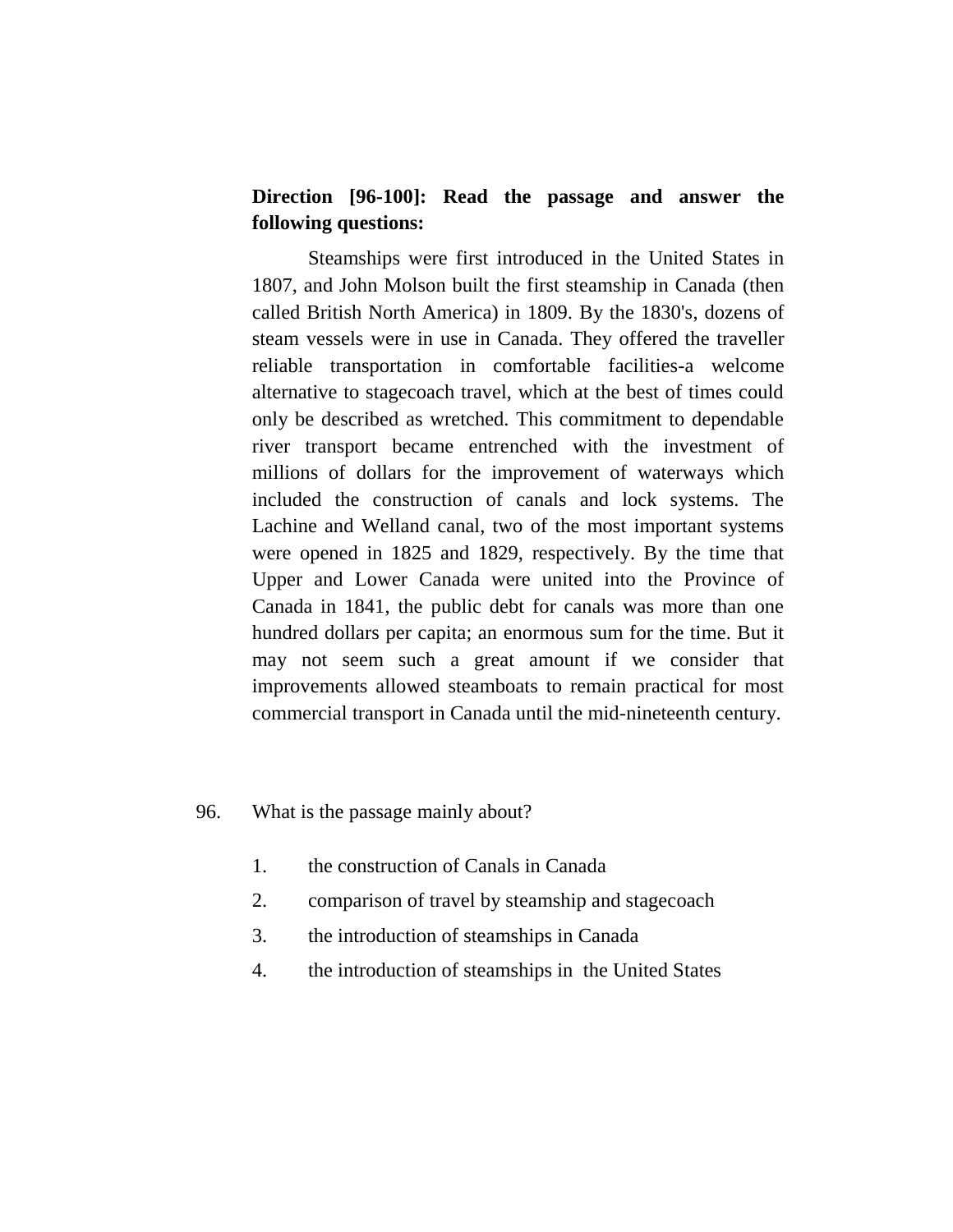**Direction [96-100]: Read the passage and answer the following questions:**

Steamships were first introduced in the United States in 1807, and John Molson built the first steamship in Canada (then called British North America) in 1809. By the 1830's, dozens of steam vessels were in use in Canada. They offered the traveller reliable transportation in comfortable facilities-a welcome alternative to stagecoach travel, which at the best of times could only be described as wretched. This commitment to dependable river transport became entrenched with the investment of millions of dollars for the improvement of waterways which included the construction of canals and lock systems. The Lachine and Welland canal, two of the most important systems were opened in 1825 and 1829, respectively. By the time that Upper and Lower Canada were united into the Province of Canada in 1841, the public debt for canals was more than one hundred dollars per capita; an enormous sum for the time. But it may not seem such a great amount if we consider that improvements allowed steamboats to remain practical for most commercial transport in Canada until the mid-nineteenth century.

96. What is the passage mainly about?

1. the construction of Canals in Canada
2. comparison of travel by steamship and stagecoach
3. the introduction of steamships in Canada
4. the introduction of steamships in the United States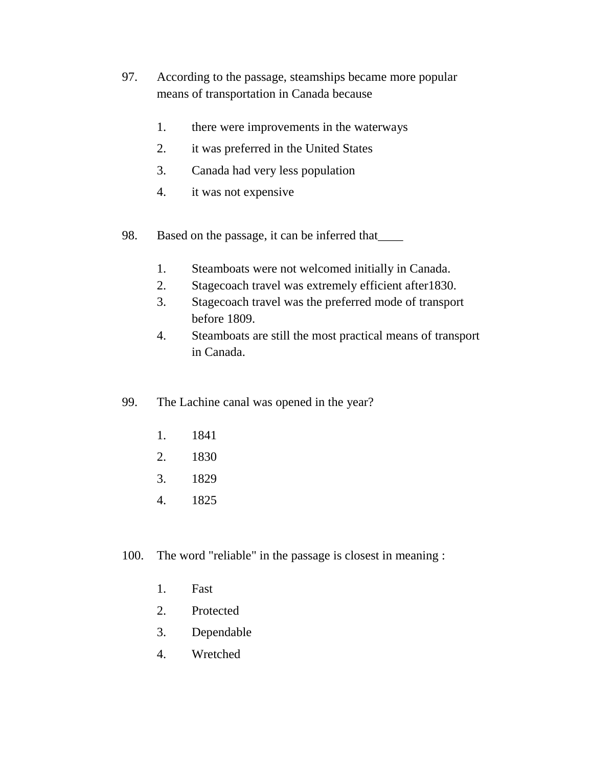97. According to the passage, steamships became more popular means of transportation in Canada because

    1. there were improvements in the waterways
    2. it was preferred in the United States
    3. Canada had very less population
    4. it was not expensive

98. Based on the passage, it can be inferred that____

    1. Steamboats were not welcomed initially in Canada.
    2. Stagecoach travel was extremely efficient after1830.
    3. Stagecoach travel was the preferred mode of transport before 1809.
    4. Steamboats are still the most practical means of transport in Canada.

99. The Lachine canal was opened in the year?

    1. 1841
    2. 1830
    3. 1829
    4. 1825

100. The word "reliable" in the passage is closest in meaning :

    1. Fast
    2. Protected
    3. Dependable
    4. Wretched